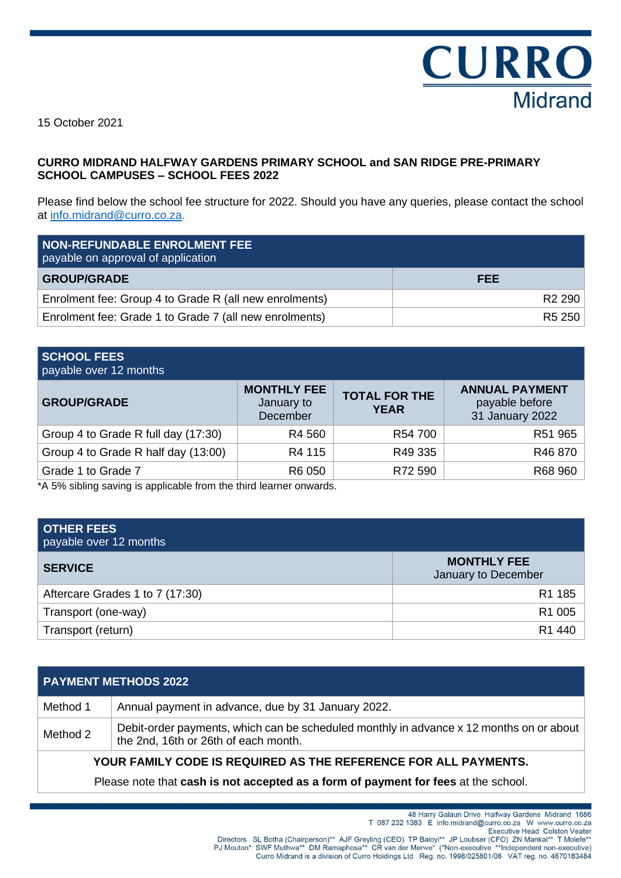CURRO Midrand

15 October 2021

**CURRO MIDRAND HALFWAY GARDENS PRIMARY SCHOOL and SAN RIDGE PRE-PRIMARY SCHOOL CAMPUSES – SCHOOL FEES 2022**

Please find below the school fee structure for 2022. Should you have any queries, please contact the school at info.midrand@curro.co.za.

| **NON-REFUNDABLE ENROLMENT FEE** payable on approval of application | |
|---|---|
| **GROUP/GRADE** | **FEE** |
| Enrolment fee: Group 4 to Grade R (all new enrolments) | R2 290 |
| Enrolment fee: Grade 1 to Grade 7 (all new enrolments) | R5 250 |

| **SCHOOL FEES** payable over 12 months | | | |
|---|---|---|---|
| **GROUP/GRADE** | **MONTHLY FEE** January to December | **TOTAL FOR THE YEAR** | **ANNUAL PAYMENT** payable before 31 January 2022 |
| Group 4 to Grade R full day (17:30) | R4 560 | R54 700 | R51 965 |
| Group 4 to Grade R half day (13:00) | R4 115 | R49 335 | R46 870 |
| Grade 1 to Grade 7 | R6 050 | R72 590 | R68 960 |

*A 5% sibling saving is applicable from the third learner onwards.

| **OTHER FEES** payable over 12 months | |
|---|---|
| **SERVICE** | **MONTHLY FEE** January to December |
| Aftercare Grades 1 to 7 (17:30) | R1 185 |
| Transport (one-way) | R1 005 |
| Transport (return) | R1 440 |

| **PAYMENT METHODS 2022** | |
|---|---|
| Method 1 | Annual payment in advance, due by 31 January 2022. |
| Method 2 | Debit-order payments, which can be scheduled monthly in advance x 12 months on or about the 2nd, 16th or 26th of each month. |

**YOUR FAMILY CODE IS REQUIRED AS THE REFERENCE FOR ALL PAYMENTS.**

Please note that **cash is not accepted as a form of payment for fees** at the school.

48 Harry Galaun Drive Halfway Gardens Midrand 1686
T 087 232 1383 E info.midrand@curro.co.za W www.curro.co.za
Executive Head Colston Veater
Directors SL Botha (Chairperson)** AJF Greyling (CEO) TP Baloyi** JP Loubser (CFO) ZN Mankai** T Molefe** PJ Mouton* SWF Muthwa** DM Ramaphosa** CR van der Merwe* (*Non-executive **Independent non-executive)
Curro Midrand is a division of Curro Holdings Ltd Reg. no. 1998/025801/06 VAT reg. no. 4670183484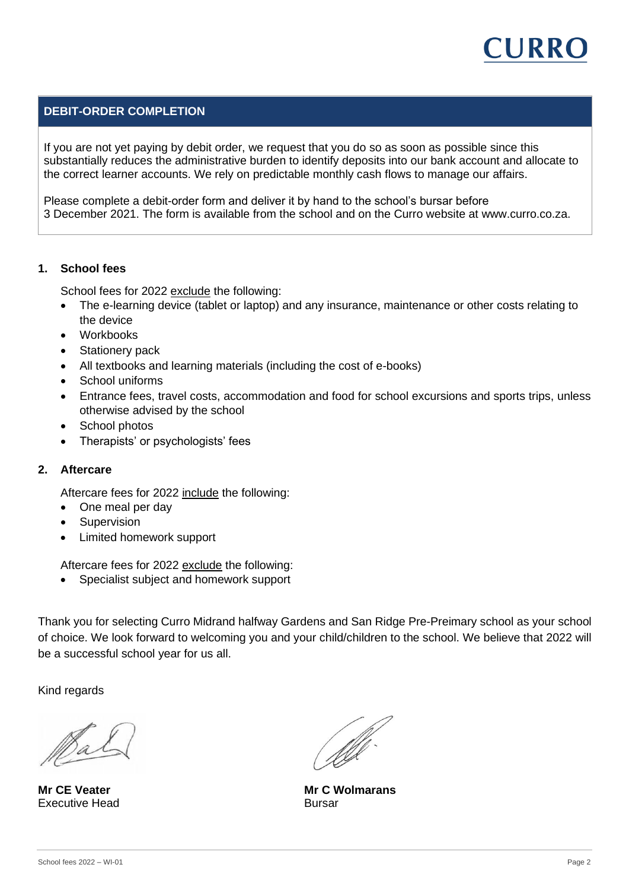## DEBIT-ORDER COMPLETION

If you are not yet paying by debit order, we request that you do so as soon as possible since this substantially reduces the administrative burden to identify deposits into our bank account and allocate to the correct learner accounts. We rely on predictable monthly cash flows to manage our affairs.

Please complete a debit-order form and deliver it by hand to the school's bursar before 3 December 2021. The form is available from the school and on the Curro website at www.curro.co.za.

### 1. School fees

School fees for 2022 exclude the following:

- The e-learning device (tablet or laptop) and any insurance, maintenance or other costs relating to the device
- Workbooks
- Stationery pack
- All textbooks and learning materials (including the cost of e-books)
- School uniforms
- Entrance fees, travel costs, accommodation and food for school excursions and sports trips, unless otherwise advised by the school
- School photos
- Therapists' or psychologists' fees

### 2. Aftercare

Aftercare fees for 2022 include the following:

- One meal per day
- Supervision
- Limited homework support

Aftercare fees for 2022 exclude the following:

- Specialist subject and homework support

Thank you for selecting Curro Midrand halfway Gardens and San Ridge Pre-Preimary school as your school of choice. We look forward to welcoming you and your child/children to the school. We believe that 2022 will be a successful school year for us all.

Kind regards

**Mr CE Veater**
Executive Head

**Mr C Wolmarans**
Bursar